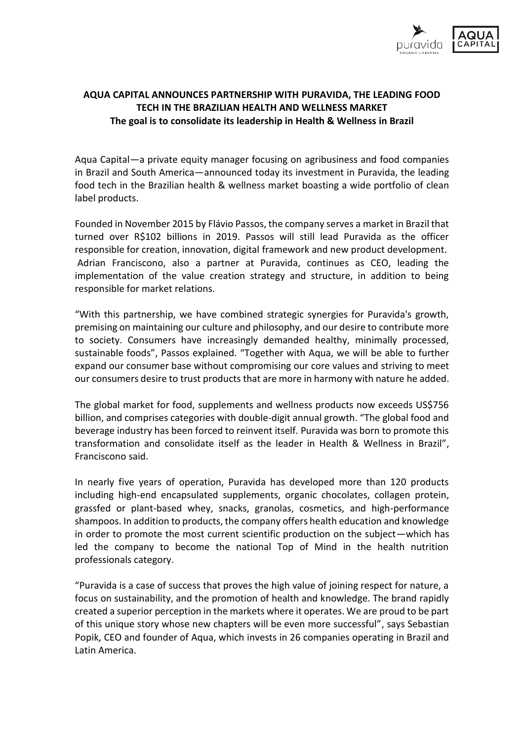**AQUA CAPITAL ANNOUNCES PARTNERSHIP WITH PURAVIDA, THE LEADING FOOD TECH IN THE BRAZILIAN HEALTH AND WELLNESS MARKET**
**The goal is to consolidate its leadership in Health & Wellness in Brazil**

Aqua Capital—a private equity manager focusing on agribusiness and food companies in Brazil and South America—announced today its investment in Puravida, the leading food tech in the Brazilian health & wellness market boasting a wide portfolio of clean label products.

Founded in November 2015 by Flávio Passos, the company serves a market in Brazil that turned over R$102 billions in 2019. Passos will still lead Puravida as the officer responsible for creation, innovation, digital framework and new product development. Adrian Franciscono, also a partner at Puravida, continues as CEO, leading the implementation of the value creation strategy and structure, in addition to being responsible for market relations.

"With this partnership, we have combined strategic synergies for Puravida's growth, premising on maintaining our culture and philosophy, and our desire to contribute more to society. Consumers have increasingly demanded healthy, minimally processed, sustainable foods", Passos explained. "Together with Aqua, we will be able to further expand our consumer base without compromising our core values and striving to meet our consumers desire to trust products that are more in harmony with nature he added.

The global market for food, supplements and wellness products now exceeds US$756 billion, and comprises categories with double-digit annual growth. "The global food and beverage industry has been forced to reinvent itself. Puravida was born to promote this transformation and consolidate itself as the leader in Health & Wellness in Brazil", Franciscono said.

In nearly five years of operation, Puravida has developed more than 120 products including high-end encapsulated supplements, organic chocolates, collagen protein, grassfed or plant-based whey, snacks, granolas, cosmetics, and high-performance shampoos. In addition to products, the company offers health education and knowledge in order to promote the most current scientific production on the subject—which has led the company to become the national Top of Mind in the health nutrition professionals category.

"Puravida is a case of success that proves the high value of joining respect for nature, a focus on sustainability, and the promotion of health and knowledge. The brand rapidly created a superior perception in the markets where it operates. We are proud to be part of this unique story whose new chapters will be even more successful", says Sebastian Popik, CEO and founder of Aqua, which invests in 26 companies operating in Brazil and Latin America.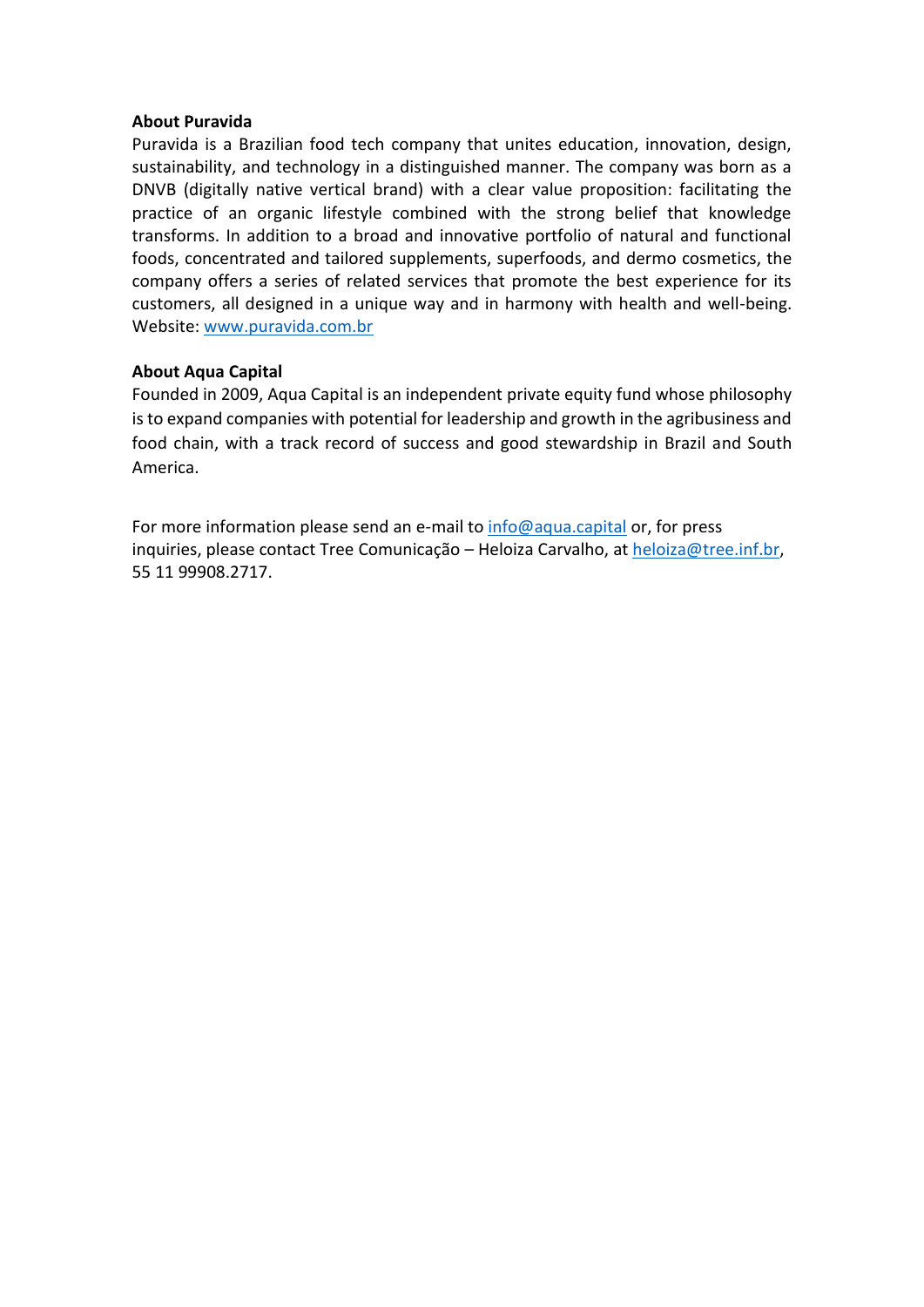**About Puravida**

Puravida is a Brazilian food tech company that unites education, innovation, design, sustainability, and technology in a distinguished manner. The company was born as a DNVB (digitally native vertical brand) with a clear value proposition: facilitating the practice of an organic lifestyle combined with the strong belief that knowledge transforms. In addition to a broad and innovative portfolio of natural and functional foods, concentrated and tailored supplements, superfoods, and dermo cosmetics, the company offers a series of related services that promote the best experience for its customers, all designed in a unique way and in harmony with health and well-being. Website: [www.puravida.com.br](http://www.puravida.com.br)

**About Aqua Capital**

Founded in 2009, Aqua Capital is an independent private equity fund whose philosophy is to expand companies with potential for leadership and growth in the agribusiness and food chain, with a track record of success and good stewardship in Brazil and South America.

For more information please send an e-mail to [info@aqua.capital](mailto:info@aqua.capital) or, for press inquiries, please contact Tree Comunicação – Heloiza Carvalho, at [heloiza@tree.inf.br](mailto:heloiza@tree.inf.br), 55 11 99908.2717.